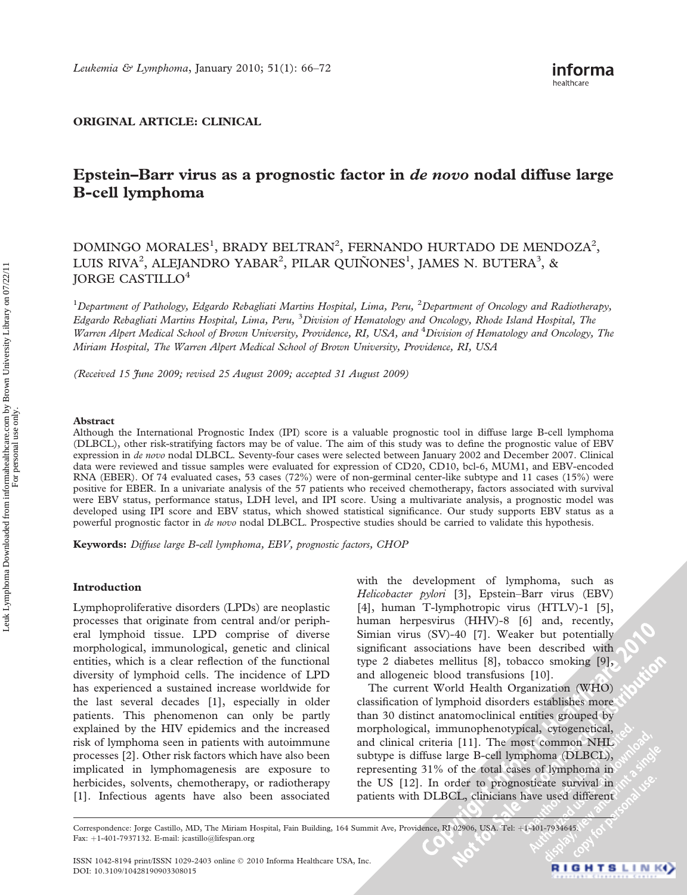ORIGINAL ARTICLE: CLINICAL

# Epstein–Barr virus as a prognostic factor in *de novo* nodal diffuse large B-cell lymphoma

DOMINGO MORALES[1], BRADY BELTRAN[2], FERNANDO HURTADO DE MENDOZA[2], LUIS RIVA[2], ALEJANDRO YABAR[2], PILAR QUIÑONES[1], JAMES N. BUTERA[3], & JORGE CASTILLO[4]

[1]*Department of Pathology, Edgardo Rebagliati Martins Hospital, Lima, Peru,* [2]*Department of Oncology and Radiotherapy, Edgardo Rebagliati Martins Hospital, Lima, Peru,* [3]*Division of Hematology and Oncology, Rhode Island Hospital, The Warren Alpert Medical School of Brown University, Providence, RI, USA, and* [4]*Division of Hematology and Oncology, The Miriam Hospital, The Warren Alpert Medical School of Brown University, Providence, RI, USA*

*(Received 15 June 2009; revised 25 August 2009; accepted 31 August 2009)*

## Abstract

Although the International Prognostic Index (IPI) score is a valuable prognostic tool in diffuse large B-cell lymphoma (DLBCL), other risk-stratifying factors may be of value. The aim of this study was to define the prognostic value of EBV expression in *de novo* nodal DLBCL. Seventy-four cases were selected between January 2002 and December 2007. Clinical data were reviewed and tissue samples were evaluated for expression of CD20, CD10, bcl-6, MUM1, and EBV-encoded RNA (EBER). Of 74 evaluated cases, 53 cases (72%) were of non-germinal center-like subtype and 11 cases (15%) were positive for EBER. In a univariate analysis of the 57 patients who received chemotherapy, factors associated with survival were EBV status, performance status, LDH level, and IPI score. Using a multivariate analysis, a prognostic model was developed using IPI score and EBV status, which showed statistical significance. Our study supports EBV status as a powerful prognostic factor in *de novo* nodal DLBCL. Prospective studies should be carried to validate this hypothesis.

**Keywords:** *Diffuse large B-cell lymphoma, EBV, prognostic factors, CHOP*

## Introduction

Lymphoproliferative disorders (LPDs) are neoplastic processes that originate from central and/or peripheral lymphoid tissue. LPD comprise of diverse morphological, immunological, genetic and clinical entities, which is a clear reflection of the functional diversity of lymphoid cells. The incidence of LPD has experienced a sustained increase worldwide for the last several decades [1], especially in older patients. This phenomenon can only be partly explained by the HIV epidemics and the increased risk of lymphoma seen in patients with autoimmune processes [2]. Other risk factors which have also been implicated in lymphomagenesis are exposure to herbicides, solvents, chemotherapy, or radiotherapy [1]. Infectious agents have also been associated with the development of lymphoma, such as *Helicobacter pylori* [3], Epstein–Barr virus (EBV) [4], human T-lymphotropic virus (HTLV)-1 [5], human herpesvirus (HHV)-8 [6] and, recently, Simian virus (SV)-40 [7]. Weaker but potentially significant associations have been described with type 2 diabetes mellitus [8], tobacco smoking [9], and allogeneic blood transfusions [10].

The current World Health Organization (WHO) classification of lymphoid disorders establishes more than 30 distinct anatomoclinical entities grouped by morphological, immunophenotypical, cytogenetical, and clinical criteria [11]. The most common NHL subtype is diffuse large B-cell lymphoma (DLBCL), representing 31% of the total cases of lymphoma in the US [12]. In order to prognosticate survival in patients with DLBCL, clinicians have used different

Correspondence: Jorge Castillo, MD, The Miriam Hospital, Fain Building, 164 Summit Ave, Providence, RI 02906, USA. Tel: +1-401-7934645. Fax: +1-401-7937132. E-mail: jcastillo@lifespan.org

ISSN 1042-8194 print/ISSN 1029-2403 online © 2010 Informa Healthcare USA, Inc.
DOI: 10.3109/10428190903308015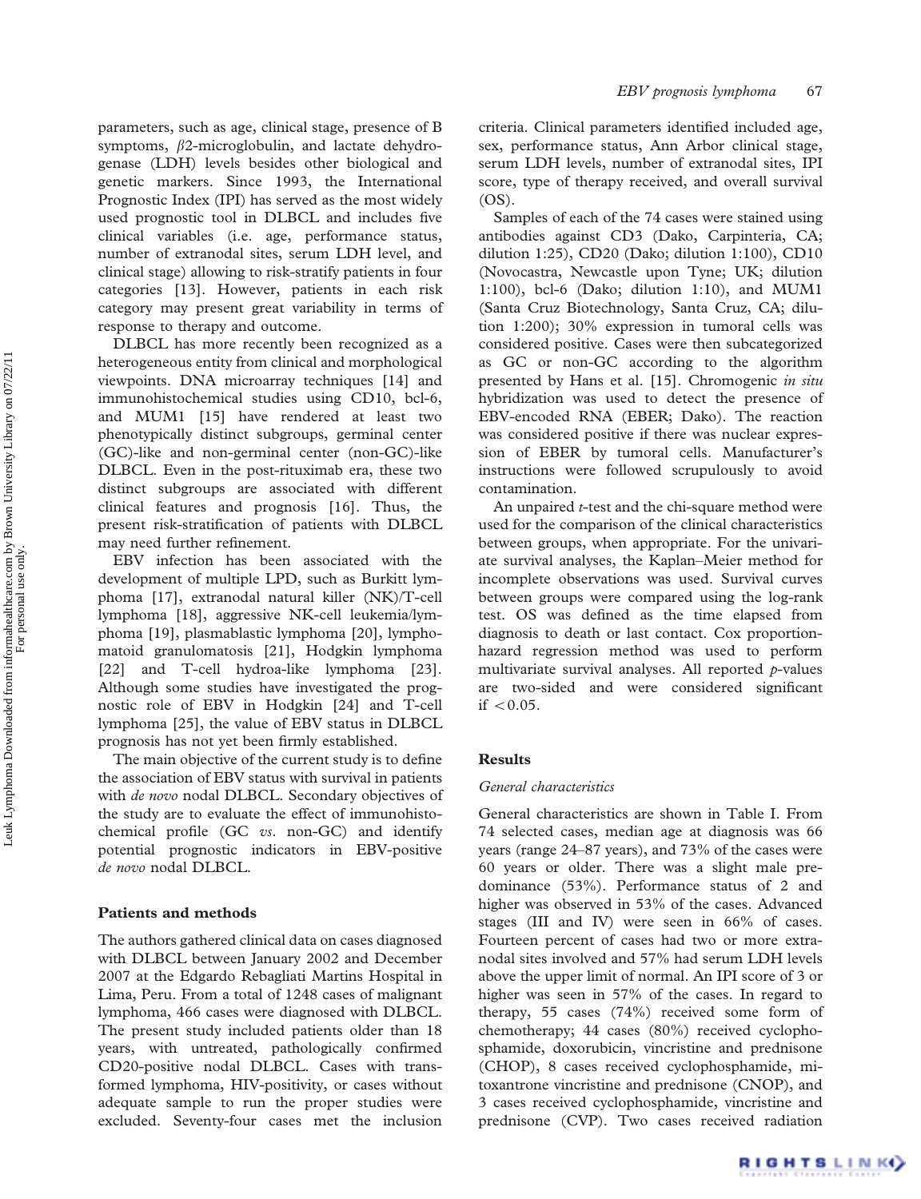parameters, such as age, clinical stage, presence of B symptoms, $\beta$2-microglobulin, and lactate dehydrogenase (LDH) levels besides other biological and genetic markers. Since 1993, the International Prognostic Index (IPI) has served as the most widely used prognostic tool in DLBCL and includes five clinical variables (i.e. age, performance status, number of extranodal sites, serum LDH level, and clinical stage) allowing to risk-stratify patients in four categories [13]. However, patients in each risk category may present great variability in terms of response to therapy and outcome.

DLBCL has more recently been recognized as a heterogeneous entity from clinical and morphological viewpoints. DNA microarray techniques [14] and immunohistochemical studies using CD10, bcl-6, and MUM1 [15] have rendered at least two phenotypically distinct subgroups, germinal center (GC)-like and non-germinal center (non-GC)-like DLBCL. Even in the post-rituximab era, these two distinct subgroups are associated with different clinical features and prognosis [16]. Thus, the present risk-stratification of patients with DLBCL may need further refinement.

EBV infection has been associated with the development of multiple LPD, such as Burkitt lymphoma [17], extranodal natural killer (NK)/T-cell lymphoma [18], aggressive NK-cell leukemia/lymphoma [19], plasmablastic lymphoma [20], lymphomatoid granulomatosis [21], Hodgkin lymphoma [22] and T-cell hydroa-like lymphoma [23]. Although some studies have investigated the prognostic role of EBV in Hodgkin [24] and T-cell lymphoma [25], the value of EBV status in DLBCL prognosis has not yet been firmly established.

The main objective of the current study is to define the association of EBV status with survival in patients with *de novo* nodal DLBCL. Secondary objectives of the study are to evaluate the effect of immunohistochemical profile (GC *vs*. non-GC) and identify potential prognostic indicators in EBV-positive *de novo* nodal DLBCL.

## Patients and methods

The authors gathered clinical data on cases diagnosed with DLBCL between January 2002 and December 2007 at the Edgardo Rebagliati Martins Hospital in Lima, Peru. From a total of 1248 cases of malignant lymphoma, 466 cases were diagnosed with DLBCL. The present study included patients older than 18 years, with untreated, pathologically confirmed CD20-positive nodal DLBCL. Cases with transformed lymphoma, HIV-positivity, or cases without adequate sample to run the proper studies were excluded. Seventy-four cases met the inclusion criteria. Clinical parameters identified included age, sex, performance status, Ann Arbor clinical stage, serum LDH levels, number of extranodal sites, IPI score, type of therapy received, and overall survival (OS).

Samples of each of the 74 cases were stained using antibodies against CD3 (Dako, Carpinteria, CA; dilution 1:25), CD20 (Dako; dilution 1:100), CD10 (Novocastra, Newcastle upon Tyne; UK; dilution 1:100), bcl-6 (Dako; dilution 1:10), and MUM1 (Santa Cruz Biotechnology, Santa Cruz, CA; dilution 1:200); 30% expression in tumoral cells was considered positive. Cases were then subcategorized as GC or non-GC according to the algorithm presented by Hans et al. [15]. Chromogenic *in situ* hybridization was used to detect the presence of EBV-encoded RNA (EBER; Dako). The reaction was considered positive if there was nuclear expression of EBER by tumoral cells. Manufacturer's instructions were followed scrupulously to avoid contamination.

An unpaired *t*-test and the chi-square method were used for the comparison of the clinical characteristics between groups, when appropriate. For the univariate survival analyses, the Kaplan–Meier method for incomplete observations was used. Survival curves between groups were compared using the log-rank test. OS was defined as the time elapsed from diagnosis to death or last contact. Cox proportion-hazard regression method was used to perform multivariate survival analyses. All reported *p*-values are two-sided and were considered significant if $<0.05$.

## Results

### General characteristics

General characteristics are shown in Table I. From 74 selected cases, median age at diagnosis was 66 years (range 24–87 years), and 73% of the cases were 60 years or older. There was a slight male predominance (53%). Performance status of 2 and higher was observed in 53% of the cases. Advanced stages (III and IV) were seen in 66% of cases. Fourteen percent of cases had two or more extranodal sites involved and 57% had serum LDH levels above the upper limit of normal. An IPI score of 3 or higher was seen in 57% of the cases. In regard to therapy, 55 cases (74%) received some form of chemotherapy; 44 cases (80%) received cyclophosphamide, doxorubicin, vincristine and prednisone (CHOP), 8 cases received cyclophosphamide, mitoxantrone vincristine and prednisone (CNOP), and 3 cases received cyclophosphamide, vincristine and prednisone (CVP). Two cases received radiation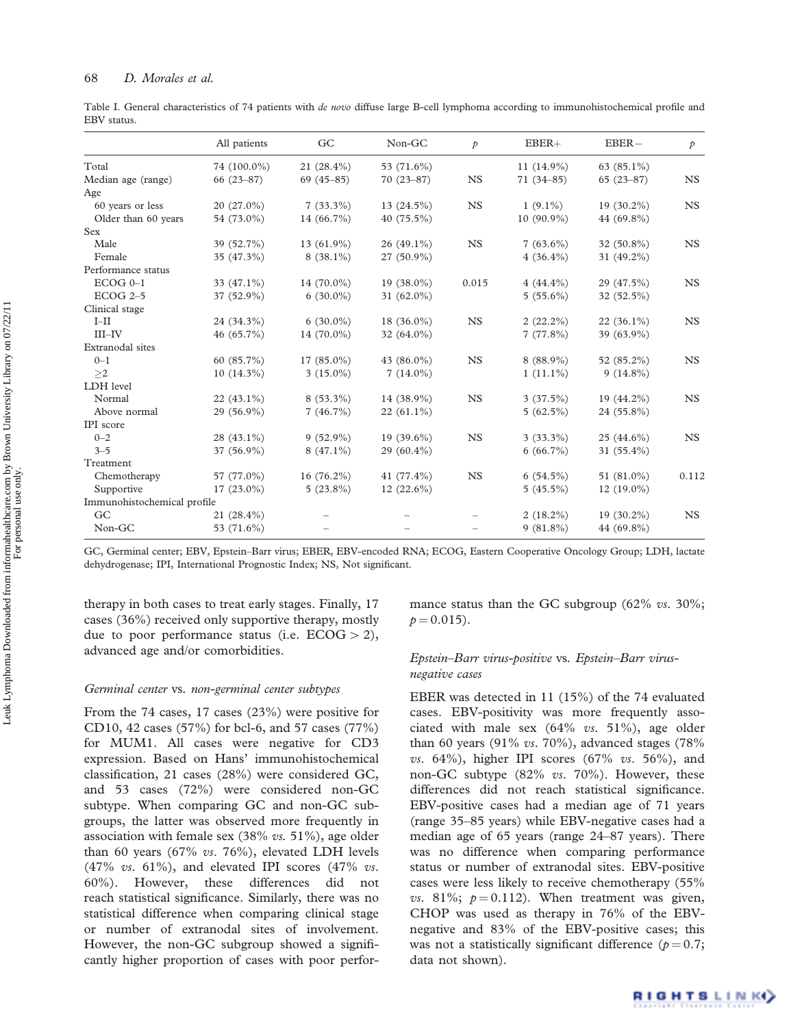Table I. General characteristics of 74 patients with *de novo* diffuse large B-cell lymphoma according to immunohistochemical profile and EBV status.

| | All patients | GC | Non-GC | $p$ | EBER+ | EBER− | $p$ |
|---|---|---|---|---|---|---|---|
| Total | 74 (100.0%) | 21 (28.4%) | 53 (71.6%) | | 11 (14.9%) | 63 (85.1%) | |
| Median age (range) | 66 (23–87) | 69 (45–85) | 70 (23–87) | NS | 71 (34–85) | 65 (23–87) | NS |
| Age | | | | | | | |
| 60 years or less | 20 (27.0%) | 7 (33.3%) | 13 (24.5%) | NS | 1 (9.1%) | 19 (30.2%) | NS |
| Older than 60 years | 54 (73.0%) | 14 (66.7%) | 40 (75.5%) | | 10 (90.9%) | 44 (69.8%) | |
| Sex | | | | | | | |
| Male | 39 (52.7%) | 13 (61.9%) | 26 (49.1%) | NS | 7 (63.6%) | 32 (50.8%) | NS |
| Female | 35 (47.3%) | 8 (38.1%) | 27 (50.9%) | | 4 (36.4%) | 31 (49.2%) | |
| Performance status | | | | | | | |
| ECOG 0–1 | 33 (47.1%) | 14 (70.0%) | 19 (38.0%) | 0.015 | 4 (44.4%) | 29 (47.5%) | NS |
| ECOG 2–5 | 37 (52.9%) | 6 (30.0%) | 31 (62.0%) | | 5 (55.6%) | 32 (52.5%) | |
| Clinical stage | | | | | | | |
| I–II | 24 (34.3%) | 6 (30.0%) | 18 (36.0%) | NS | 2 (22.2%) | 22 (36.1%) | NS |
| III–IV | 46 (65.7%) | 14 (70.0%) | 32 (64.0%) | | 7 (77.8%) | 39 (63.9%) | |
| Extranodal sites | | | | | | | |
| 0–1 | 60 (85.7%) | 17 (85.0%) | 43 (86.0%) | NS | 8 (88.9%) | 52 (85.2%) | NS |
| ≥2 | 10 (14.3%) | 3 (15.0%) | 7 (14.0%) | | 1 (11.1%) | 9 (14.8%) | |
| LDH level | | | | | | | |
| Normal | 22 (43.1%) | 8 (53.3%) | 14 (38.9%) | NS | 3 (37.5%) | 19 (44.2%) | NS |
| Above normal | 29 (56.9%) | 7 (46.7%) | 22 (61.1%) | | 5 (62.5%) | 24 (55.8%) | |
| IPI score | | | | | | | |
| 0–2 | 28 (43.1%) | 9 (52.9%) | 19 (39.6%) | NS | 3 (33.3%) | 25 (44.6%) | NS |
| 3–5 | 37 (56.9%) | 8 (47.1%) | 29 (60.4%) | | 6 (66.7%) | 31 (55.4%) | |
| Treatment | | | | | | | |
| Chemotherapy | 57 (77.0%) | 16 (76.2%) | 41 (77.4%) | NS | 6 (54.5%) | 51 (81.0%) | 0.112 |
| Supportive | 17 (23.0%) | 5 (23.8%) | 12 (22.6%) | | 5 (45.5%) | 12 (19.0%) | |
| Immunohistochemical profile | | | | | | | |
| GC | 21 (28.4%) | – | – | – | 2 (18.2%) | 19 (30.2%) | NS |
| Non-GC | 53 (71.6%) | – | – | – | 9 (81.8%) | 44 (69.8%) | |

GC, Germinal center; EBV, Epstein–Barr virus; EBER, EBV-encoded RNA; ECOG, Eastern Cooperative Oncology Group; LDH, lactate dehydrogenase; IPI, International Prognostic Index; NS, Not significant.

therapy in both cases to treat early stages. Finally, 17 cases (36%) received only supportive therapy, mostly due to poor performance status (i.e. ECOG > 2), advanced age and/or comorbidities.

### *Germinal center* vs. *non-germinal center subtypes*

From the 74 cases, 17 cases (23%) were positive for CD10, 42 cases (57%) for bcl-6, and 57 cases (77%) for MUM1. All cases were negative for CD3 expression. Based on Hans' immunohistochemical classification, 21 cases (28%) were considered GC, and 53 cases (72%) were considered non-GC subtype. When comparing GC and non-GC subgroups, the latter was observed more frequently in association with female sex (38% *vs.* 51%), age older than 60 years (67% *vs.* 76%), elevated LDH levels (47% *vs.* 61%), and elevated IPI scores (47% *vs.* 60%). However, these differences did not reach statistical significance. Similarly, there was no statistical difference when comparing clinical stage or number of extranodal sites of involvement. However, the non-GC subgroup showed a significantly higher proportion of cases with poor performance status than the GC subgroup (62% *vs.* 30%; $p = 0.015$).

### *Epstein–Barr virus-positive* vs. *Epstein–Barr virus-negative cases*

EBER was detected in 11 (15%) of the 74 evaluated cases. EBV-positivity was more frequently associated with male sex (64% *vs.* 51%), age older than 60 years (91% *vs.* 70%), advanced stages (78% *vs.* 64%), higher IPI scores (67% *vs.* 56%), and non-GC subtype (82% *vs.* 70%). However, these differences did not reach statistical significance. EBV-positive cases had a median age of 71 years (range 35–85 years) while EBV-negative cases had a median age of 65 years (range 24–87 years). There was no difference when comparing performance status or number of extranodal sites. EBV-positive cases were less likely to receive chemotherapy (55% *vs.* 81%; $p = 0.112$). When treatment was given, CHOP was used as therapy in 76% of the EBV-negative and 83% of the EBV-positive cases; this was not a statistically significant difference ($p = 0.7$; data not shown).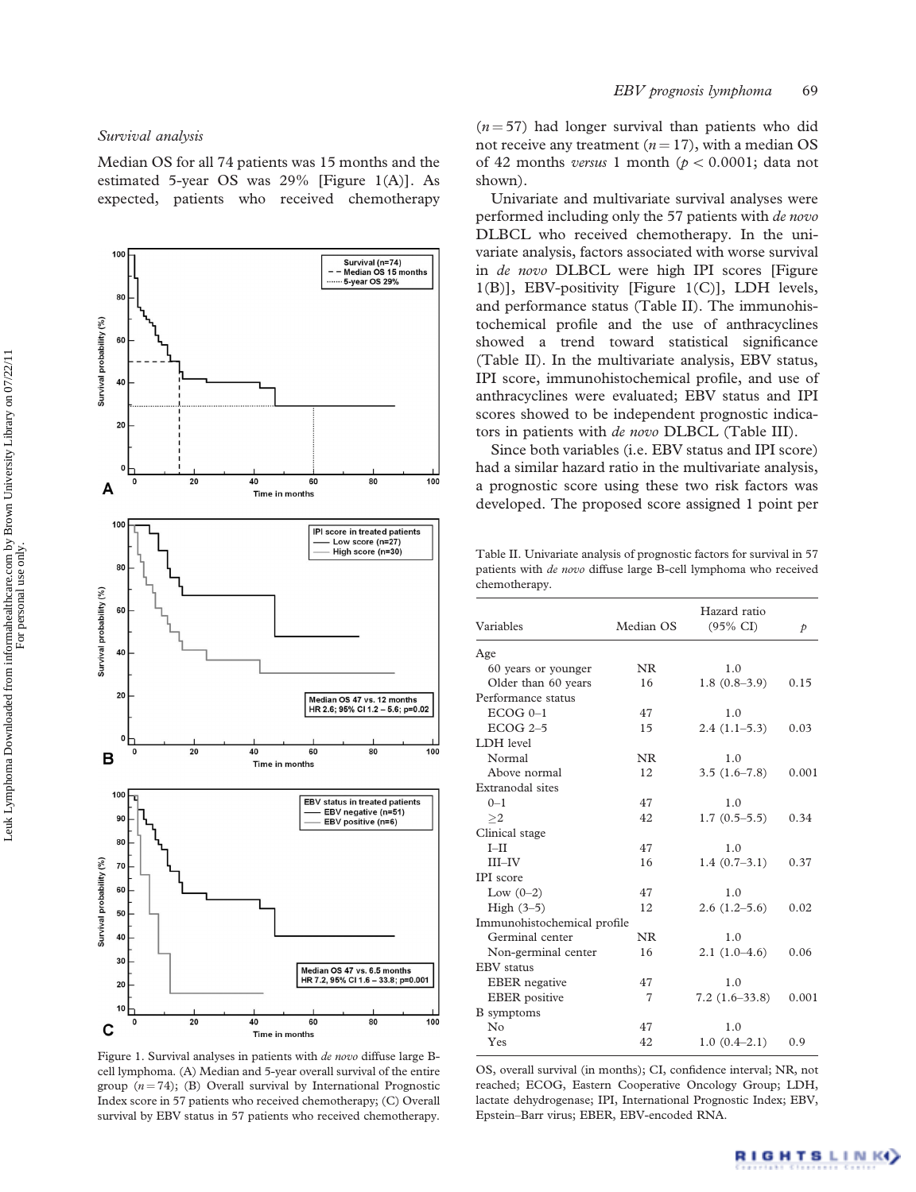### Survival analysis

Median OS for all 74 patients was 15 months and the estimated 5-year OS was 29% [Figure 1(A)]. As expected, patients who received chemotherapy ($n = 57$) had longer survival than patients who did not receive any treatment ($n = 17$), with a median OS of 42 months *versus* 1 month ($p < 0.0001$; data not shown).

Survival (n=74)
Median OS 15 months
5-year OS 29%
Survival probability (%)
Time in months
A

IPI score in treated patients
Low score (n=27)
High score (n=30)
Median OS 47 vs. 12 months
HR 2.6; 95% CI 1.2 – 5.6; p=0.02
Survival probability (%)
Time in months
B

EBV status in treated patients
EBV negative (n=51)
EBV positive (n=6)
Median OS 47 vs. 6.5 months
HR 7.2, 95% CI 1.6 – 33.8; p=0.001
Survival probability (%)
Time in months
C

Figure 1. Survival analyses in patients with *de novo* diffuse large B-cell lymphoma. (A) Median and 5-year overall survival of the entire group ($n = 74$); (B) Overall survival by International Prognostic Index score in 57 patients who received chemotherapy; (C) Overall survival by EBV status in 57 patients who received chemotherapy.

Univariate and multivariate survival analyses were performed including only the 57 patients with *de novo* DLBCL who received chemotherapy. In the univariate analysis, factors associated with worse survival in *de novo* DLBCL were high IPI scores [Figure 1(B)], EBV-positivity [Figure 1(C)], LDH levels, and performance status (Table II). The immunohistochemical profile and the use of anthracyclines showed a trend toward statistical significance (Table II). In the multivariate analysis, EBV status, IPI score, immunohistochemical profile, and use of anthracyclines were evaluated; EBV status and IPI scores showed to be independent prognostic indicators in patients with *de novo* DLBCL (Table III).

Since both variables (i.e. EBV status and IPI score) had a similar hazard ratio in the multivariate analysis, a prognostic score using these two risk factors was developed. The proposed score assigned 1 point per

Table II. Univariate analysis of prognostic factors for survival in 57 patients with *de novo* diffuse large B-cell lymphoma who received chemotherapy.

| Variables | Median OS | Hazard ratio (95% CI) | *p* |
|---|---|---|---|
| Age | | | |
| 60 years or younger | NR | 1.0 | |
| Older than 60 years | 16 | 1.8 (0.8–3.9) | 0.15 |
| Performance status | | | |
| ECOG 0–1 | 47 | 1.0 | |
| ECOG 2–5 | 15 | 2.4 (1.1–5.3) | 0.03 |
| LDH level | | | |
| Normal | NR | 1.0 | |
| Above normal | 12 | 3.5 (1.6–7.8) | 0.001 |
| Extranodal sites | | | |
| 0–1 | 47 | 1.0 | |
| ≥2 | 42 | 1.7 (0.5–5.5) | 0.34 |
| Clinical stage | | | |
| I–II | 47 | 1.0 | |
| III–IV | 16 | 1.4 (0.7–3.1) | 0.37 |
| IPI score | | | |
| Low (0–2) | 47 | 1.0 | |
| High (3–5) | 12 | 2.6 (1.2–5.6) | 0.02 |
| Immunohistochemical profile | | | |
| Germinal center | NR | 1.0 | |
| Non-germinal center | 16 | 2.1 (1.0–4.6) | 0.06 |
| EBV status | | | |
| EBER negative | 47 | 1.0 | |
| EBER positive | 7 | 7.2 (1.6–33.8) | 0.001 |
| B symptoms | | | |
| No | 47 | 1.0 | |
| Yes | 42 | 1.0 (0.4–2.1) | 0.9 |

OS, overall survival (in months); CI, confidence interval; NR, not reached; ECOG, Eastern Cooperative Oncology Group; LDH, lactate dehydrogenase; IPI, International Prognostic Index; EBV, Epstein–Barr virus; EBER, EBV-encoded RNA.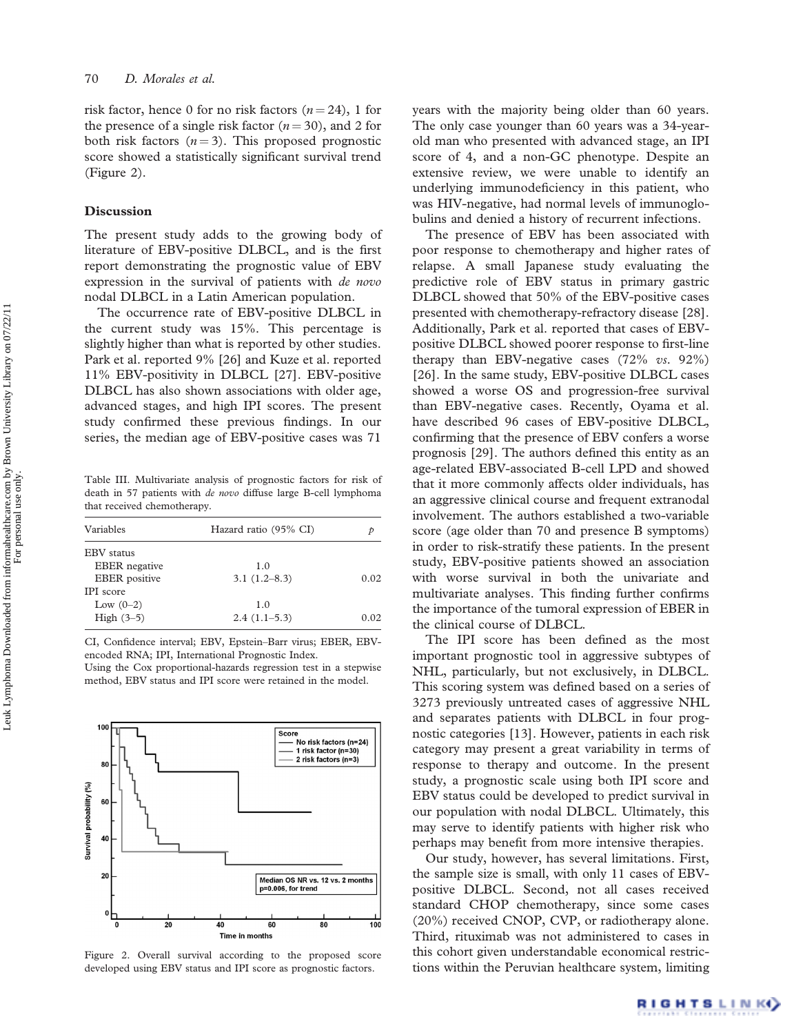risk factor, hence 0 for no risk factors ($n = 24$), 1 for the presence of a single risk factor ($n = 30$), and 2 for both risk factors ($n = 3$). This proposed prognostic score showed a statistically significant survival trend (Figure 2).

## Discussion

The present study adds to the growing body of literature of EBV-positive DLBCL, and is the first report demonstrating the prognostic value of EBV expression in the survival of patients with *de novo* nodal DLBCL in a Latin American population.

The occurrence rate of EBV-positive DLBCL in the current study was 15%. This percentage is slightly higher than what is reported by other studies. Park et al. reported 9% [26] and Kuze et al. reported 11% EBV-positivity in DLBCL [27]. EBV-positive DLBCL has also shown associations with older age, advanced stages, and high IPI scores. The present study confirmed these previous findings. In our series, the median age of EBV-positive cases was 71 years with the majority being older than 60 years. The only case younger than 60 years was a 34-year-old man who presented with advanced stage, an IPI score of 4, and a non-GC phenotype. Despite an extensive review, we were unable to identify an underlying immunodeficiency in this patient, who was HIV-negative, had normal levels of immunoglobulins and denied a history of recurrent infections.

Table III. Multivariate analysis of prognostic factors for risk of death in 57 patients with *de novo* diffuse large B-cell lymphoma that received chemotherapy.

| Variables | Hazard ratio (95% CI) | *p* |
|---|---|---|
| EBV status | | |
| EBER negative | 1.0 | |
| EBER positive | 3.1 (1.2–8.3) | 0.02 |
| IPI score | | |
| Low (0–2) | 1.0 | |
| High (3–5) | 2.4 (1.1–5.3) | 0.02 |

CI, Confidence interval; EBV, Epstein–Barr virus; EBER, EBV-encoded RNA; IPI, International Prognostic Index.
Using the Cox proportional-hazards regression test in a stepwise method, EBV status and IPI score were retained in the model.

Score
No risk factors (n=24)
1 risk factor (n=30)
2 risk factors (n=3)
Survival probability (%)
Time in months
Median OS NR vs. 12 vs. 2 months
p=0.006, for trend

Figure 2. Overall survival according to the proposed score developed using EBV status and IPI score as prognostic factors.

The presence of EBV has been associated with poor response to chemotherapy and higher rates of relapse. A small Japanese study evaluating the predictive role of EBV status in primary gastric DLBCL showed that 50% of the EBV-positive cases presented with chemotherapy-refractory disease [28]. Additionally, Park et al. reported that cases of EBV-positive DLBCL showed poorer response to first-line therapy than EBV-negative cases (72% *vs.* 92%) [26]. In the same study, EBV-positive DLBCL cases showed a worse OS and progression-free survival than EBV-negative cases. Recently, Oyama et al. have described 96 cases of EBV-positive DLBCL, confirming that the presence of EBV confers a worse prognosis [29]. The authors defined this entity as an age-related EBV-associated B-cell LPD and showed that it more commonly affects older individuals, has an aggressive clinical course and frequent extranodal involvement. The authors established a two-variable score (age older than 70 and presence B symptoms) in order to risk-stratify these patients. In the present study, EBV-positive patients showed an association with worse survival in both the univariate and multivariate analyses. This finding further confirms the importance of the tumoral expression of EBER in the clinical course of DLBCL.

The IPI score has defined as the most important prognostic tool in aggressive subtypes of NHL, particularly, but not exclusively, in DLBCL. This scoring system was defined based on a series of 3273 previously untreated cases of aggressive NHL and separates patients with DLBCL in four prognostic categories [13]. However, patients in each risk category may present a great variability in terms of response to therapy and outcome. In the present study, a prognostic scale using both IPI score and EBV status could be developed to predict survival in our population with nodal DLBCL. Ultimately, this may serve to identify patients with higher risk who perhaps may benefit from more intensive therapies.

Our study, however, has several limitations. First, the sample size is small, with only 11 cases of EBV-positive DLBCL. Second, not all cases received standard CHOP chemotherapy, since some cases (20%) received CNOP, CVP, or radiotherapy alone. Third, rituximab was not administered to cases in this cohort given understandable economical restrictions within the Peruvian healthcare system, limiting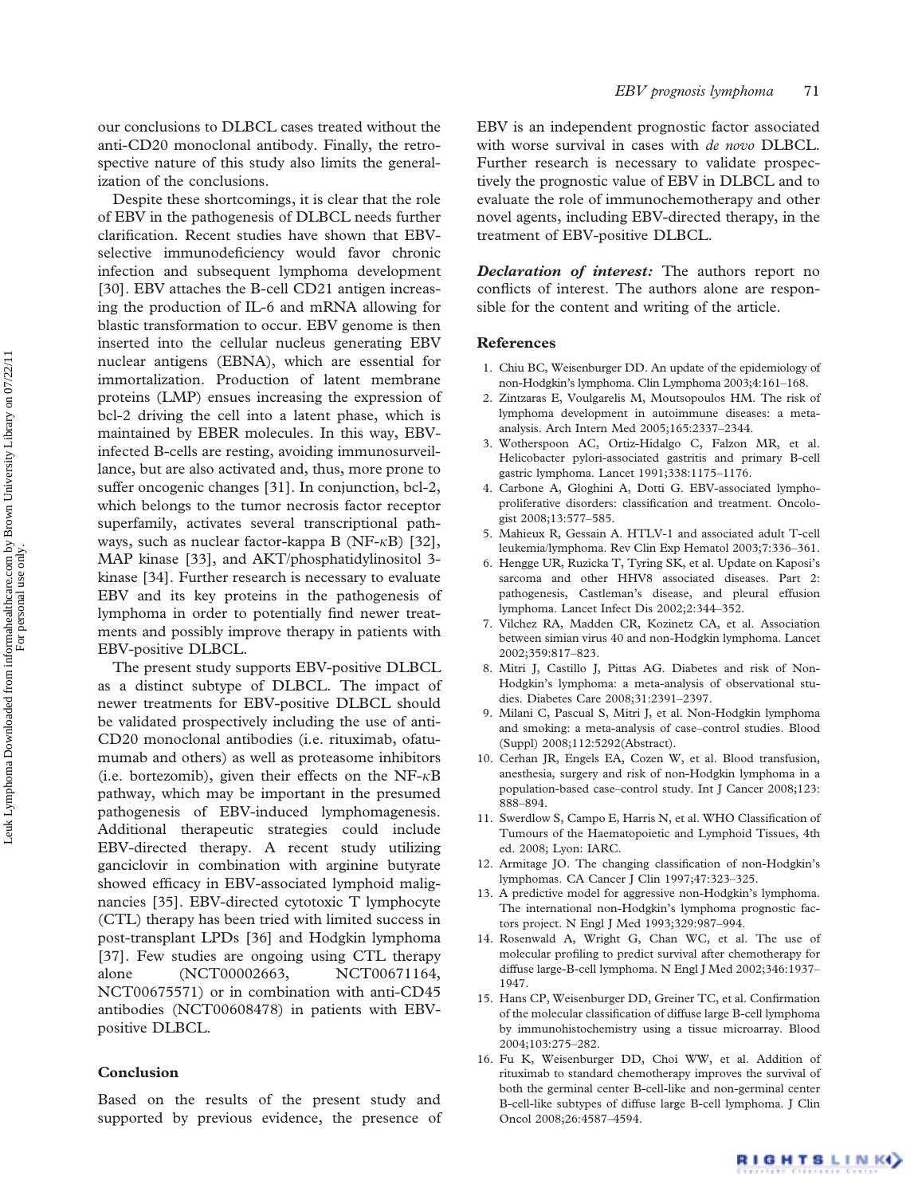our conclusions to DLBCL cases treated without the anti-CD20 monoclonal antibody. Finally, the retrospective nature of this study also limits the generalization of the conclusions.

Despite these shortcomings, it is clear that the role of EBV in the pathogenesis of DLBCL needs further clarification. Recent studies have shown that EBV-selective immunodeficiency would favor chronic infection and subsequent lymphoma development [30]. EBV attaches the B-cell CD21 antigen increasing the production of IL-6 and mRNA allowing for blastic transformation to occur. EBV genome is then inserted into the cellular nucleus generating EBV nuclear antigens (EBNA), which are essential for immortalization. Production of latent membrane proteins (LMP) ensues increasing the expression of bcl-2 driving the cell into a latent phase, which is maintained by EBER molecules. In this way, EBV-infected B-cells are resting, avoiding immunosurveillance, but are also activated and, thus, more prone to suffer oncogenic changes [31]. In conjunction, bcl-2, which belongs to the tumor necrosis factor receptor superfamily, activates several transcriptional pathways, such as nuclear factor-kappa B (NF-$\kappa$B) [32], MAP kinase [33], and AKT/phosphatidylinositol 3-kinase [34]. Further research is necessary to evaluate EBV and its key proteins in the pathogenesis of lymphoma in order to potentially find newer treatments and possibly improve therapy in patients with EBV-positive DLBCL.

The present study supports EBV-positive DLBCL as a distinct subtype of DLBCL. The impact of newer treatments for EBV-positive DLBCL should be validated prospectively including the use of anti-CD20 monoclonal antibodies (i.e. rituximab, ofatumumab and others) as well as proteasome inhibitors (i.e. bortezomib), given their effects on the NF-$\kappa$B pathway, which may be important in the presumed pathogenesis of EBV-induced lymphomagenesis. Additional therapeutic strategies could include EBV-directed therapy. A recent study utilizing ganciclovir in combination with arginine butyrate showed efficacy in EBV-associated lymphoid malignancies [35]. EBV-directed cytotoxic T lymphocyte (CTL) therapy has been tried with limited success in post-transplant LPDs [36] and Hodgkin lymphoma [37]. Few studies are ongoing using CTL therapy alone (NCT00002663, NCT00671164, NCT00675571) or in combination with anti-CD45 antibodies (NCT00608478) in patients with EBV-positive DLBCL.

## Conclusion

Based on the results of the present study and supported by previous evidence, the presence of EBV is an independent prognostic factor associated with worse survival in cases with *de novo* DLBCL. Further research is necessary to validate prospectively the prognostic value of EBV in DLBCL and to evaluate the role of immunochemotherapy and other novel agents, including EBV-directed therapy, in the treatment of EBV-positive DLBCL.

***Declaration of interest:*** The authors report no conflicts of interest. The authors alone are responsible for the content and writing of the article.

## References

1. Chiu BC, Weisenburger DD. An update of the epidemiology of non-Hodgkin's lymphoma. Clin Lymphoma 2003;4:161–168.
2. Zintzaras E, Voulgarelis M, Moutsopoulos HM. The risk of lymphoma development in autoimmune diseases: a meta-analysis. Arch Intern Med 2005;165:2337–2344.
3. Wotherspoon AC, Ortiz-Hidalgo C, Falzon MR, et al. Helicobacter pylori-associated gastritis and primary B-cell gastric lymphoma. Lancet 1991;338:1175–1176.
4. Carbone A, Gloghini A, Dotti G. EBV-associated lymphoproliferative disorders: classification and treatment. Oncologist 2008;13:577–585.
5. Mahieux R, Gessain A. HTLV-1 and associated adult T-cell leukemia/lymphoma. Rev Clin Exp Hematol 2003;7:336–361.
6. Hengge UR, Ruzicka T, Tyring SK, et al. Update on Kaposi's sarcoma and other HHV8 associated diseases. Part 2: pathogenesis, Castleman's disease, and pleural effusion lymphoma. Lancet Infect Dis 2002;2:344–352.
7. Vilchez RA, Madden CR, Kozinetz CA, et al. Association between simian virus 40 and non-Hodgkin lymphoma. Lancet 2002;359:817–823.
8. Mitri J, Castillo J, Pittas AG. Diabetes and risk of Non-Hodgkin's lymphoma: a meta-analysis of observational studies. Diabetes Care 2008;31:2391–2397.
9. Milani C, Pascual S, Mitri J, et al. Non-Hodgkin lymphoma and smoking: a meta-analysis of case–control studies. Blood (Suppl) 2008;112:5292(Abstract).
10. Cerhan JR, Engels EA, Cozen W, et al. Blood transfusion, anesthesia, surgery and risk of non-Hodgkin lymphoma in a population-based case–control study. Int J Cancer 2008;123: 888–894.
11. Swerdlow S, Campo E, Harris N, et al. WHO Classification of Tumours of the Haematopoietic and Lymphoid Tissues, 4th ed. 2008; Lyon: IARC.
12. Armitage JO. The changing classification of non-Hodgkin's lymphomas. CA Cancer J Clin 1997;47:323–325.
13. A predictive model for aggressive non-Hodgkin's lymphoma. The international non-Hodgkin's lymphoma prognostic factors project. N Engl J Med 1993;329:987–994.
14. Rosenwald A, Wright G, Chan WC, et al. The use of molecular profiling to predict survival after chemotherapy for diffuse large-B-cell lymphoma. N Engl J Med 2002;346:1937–1947.
15. Hans CP, Weisenburger DD, Greiner TC, et al. Confirmation of the molecular classification of diffuse large B-cell lymphoma by immunohistochemistry using a tissue microarray. Blood 2004;103:275–282.
16. Fu K, Weisenburger DD, Choi WW, et al. Addition of rituximab to standard chemotherapy improves the survival of both the germinal center B-cell-like and non-germinal center B-cell-like subtypes of diffuse large B-cell lymphoma. J Clin Oncol 2008;26:4587–4594.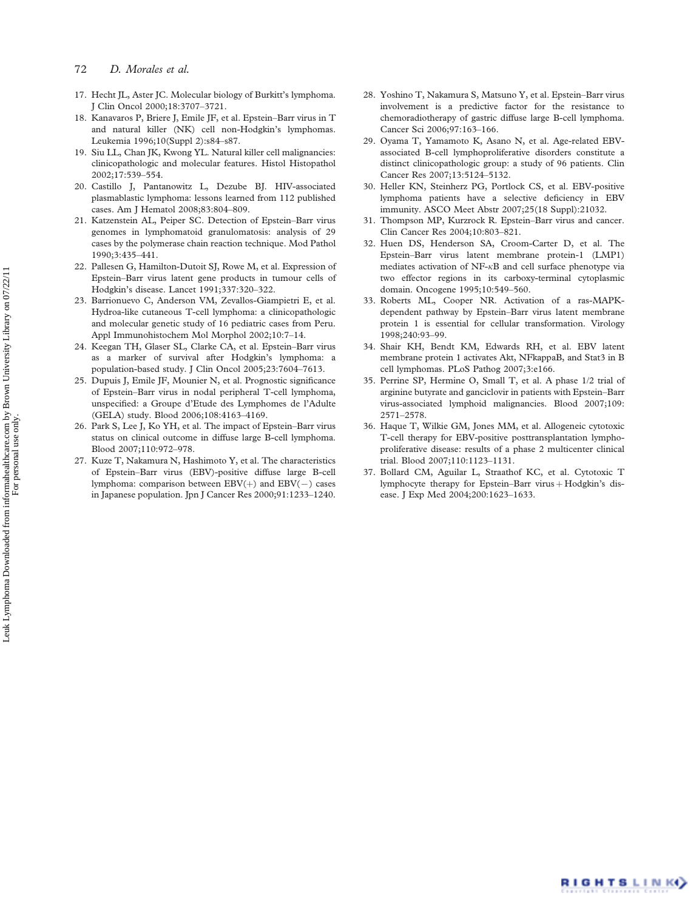17. Hecht JL, Aster JC. Molecular biology of Burkitt's lymphoma. J Clin Oncol 2000;18:3707–3721.
18. Kanavaros P, Briere J, Emile JF, et al. Epstein–Barr virus in T and natural killer (NK) cell non-Hodgkin's lymphomas. Leukemia 1996;10(Suppl 2):s84–s87.
19. Siu LL, Chan JK, Kwong YL. Natural killer cell malignancies: clinicopathologic and molecular features. Histol Histopathol 2002;17:539–554.
20. Castillo J, Pantanowitz L, Dezube BJ. HIV-associated plasmablastic lymphoma: lessons learned from 112 published cases. Am J Hematol 2008;83:804–809.
21. Katzenstein AL, Peiper SC. Detection of Epstein–Barr virus genomes in lymphomatoid granulomatosis: analysis of 29 cases by the polymerase chain reaction technique. Mod Pathol 1990;3:435–441.
22. Pallesen G, Hamilton-Dutoit SJ, Rowe M, et al. Expression of Epstein–Barr virus latent gene products in tumour cells of Hodgkin's disease. Lancet 1991;337:320–322.
23. Barrionuevo C, Anderson VM, Zevallos-Giampietri E, et al. Hydroa-like cutaneous T-cell lymphoma: a clinicopathologic and molecular genetic study of 16 pediatric cases from Peru. Appl Immunohistochem Mol Morphol 2002;10:7–14.
24. Keegan TH, Glaser SL, Clarke CA, et al. Epstein–Barr virus as a marker of survival after Hodgkin's lymphoma: a population-based study. J Clin Oncol 2005;23:7604–7613.
25. Dupuis J, Emile JF, Mounier N, et al. Prognostic significance of Epstein–Barr virus in nodal peripheral T-cell lymphoma, unspecified: a Groupe d'Etude des Lymphomes de l'Adulte (GELA) study. Blood 2006;108:4163–4169.
26. Park S, Lee J, Ko YH, et al. The impact of Epstein–Barr virus status on clinical outcome in diffuse large B-cell lymphoma. Blood 2007;110:972–978.
27. Kuze T, Nakamura N, Hashimoto Y, et al. The characteristics of Epstein–Barr virus (EBV)-positive diffuse large B-cell lymphoma: comparison between EBV(+) and EBV(−) cases in Japanese population. Jpn J Cancer Res 2000;91:1233–1240.
28. Yoshino T, Nakamura S, Matsuno Y, et al. Epstein–Barr virus involvement is a predictive factor for the resistance to chemoradiotherapy of gastric diffuse large B-cell lymphoma. Cancer Sci 2006;97:163–166.
29. Oyama T, Yamamoto K, Asano N, et al. Age-related EBV-associated B-cell lymphoproliferative disorders constitute a distinct clinicopathologic group: a study of 96 patients. Clin Cancer Res 2007;13:5124–5132.
30. Heller KN, Steinherz PG, Portlock CS, et al. EBV-positive lymphoma patients have a selective deficiency in EBV immunity. ASCO Meet Abstr 2007;25(18 Suppl):21032.
31. Thompson MP, Kurzrock R. Epstein–Barr virus and cancer. Clin Cancer Res 2004;10:803–821.
32. Huen DS, Henderson SA, Croom-Carter D, et al. The Epstein–Barr virus latent membrane protein-1 (LMP1) mediates activation of NF-$\kappa$B and cell surface phenotype via two effector regions in its carboxy-terminal cytoplasmic domain. Oncogene 1995;10:549–560.
33. Roberts ML, Cooper NR. Activation of a ras-MAPK-dependent pathway by Epstein–Barr virus latent membrane protein 1 is essential for cellular transformation. Virology 1998;240:93–99.
34. Shair KH, Bendt KM, Edwards RH, et al. EBV latent membrane protein 1 activates Akt, NFkappaB, and Stat3 in B cell lymphomas. PLoS Pathog 2007;3:e166.
35. Perrine SP, Hermine O, Small T, et al. A phase 1/2 trial of arginine butyrate and ganciclovir in patients with Epstein–Barr virus-associated lymphoid malignancies. Blood 2007;109: 2571–2578.
36. Haque T, Wilkie GM, Jones MM, et al. Allogeneic cytotoxic T-cell therapy for EBV-positive posttransplantation lymphoproliferative disease: results of a phase 2 multicenter clinical trial. Blood 2007;110:1123–1131.
37. Bollard CM, Aguilar L, Straathof KC, et al. Cytotoxic T lymphocyte therapy for Epstein–Barr virus + Hodgkin's disease. J Exp Med 2004;200:1623–1633.